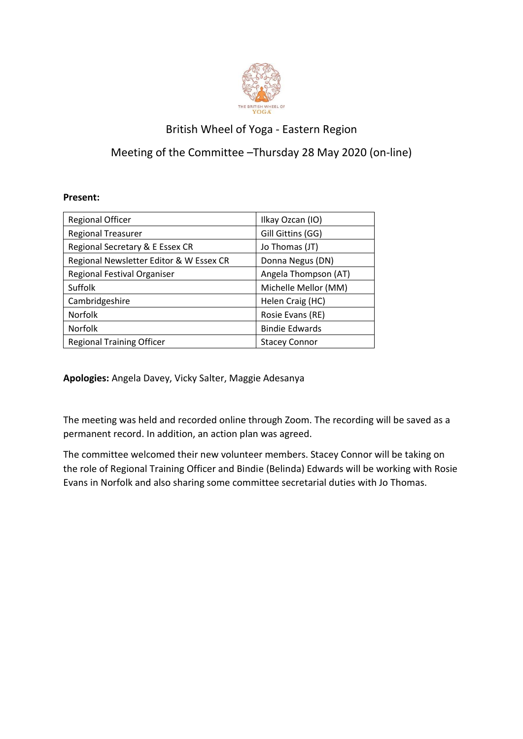# British Wheel of Yoga - Eastern Region

## Meeting of the Committee –Thursday 28 May 2020 (on-line)

**Present:**

| | |
|---|---|
| Regional Officer | Ilkay Ozcan (IO) |
| Regional Treasurer | Gill Gittins (GG) |
| Regional Secretary & E Essex CR | Jo Thomas (JT) |
| Regional Newsletter Editor & W Essex CR | Donna Negus (DN) |
| Regional Festival Organiser | Angela Thompson (AT) |
| Suffolk | Michelle Mellor (MM) |
| Cambridgeshire | Helen Craig (HC) |
| Norfolk | Rosie Evans (RE) |
| Norfolk | Bindie Edwards |
| Regional Training Officer | Stacey Connor |

**Apologies:** Angela Davey, Vicky Salter, Maggie Adesanya

The meeting was held and recorded online through Zoom. The recording will be saved as a permanent record. In addition, an action plan was agreed.

The committee welcomed their new volunteer members. Stacey Connor will be taking on the role of Regional Training Officer and Bindie (Belinda) Edwards will be working with Rosie Evans in Norfolk and also sharing some committee secretarial duties with Jo Thomas.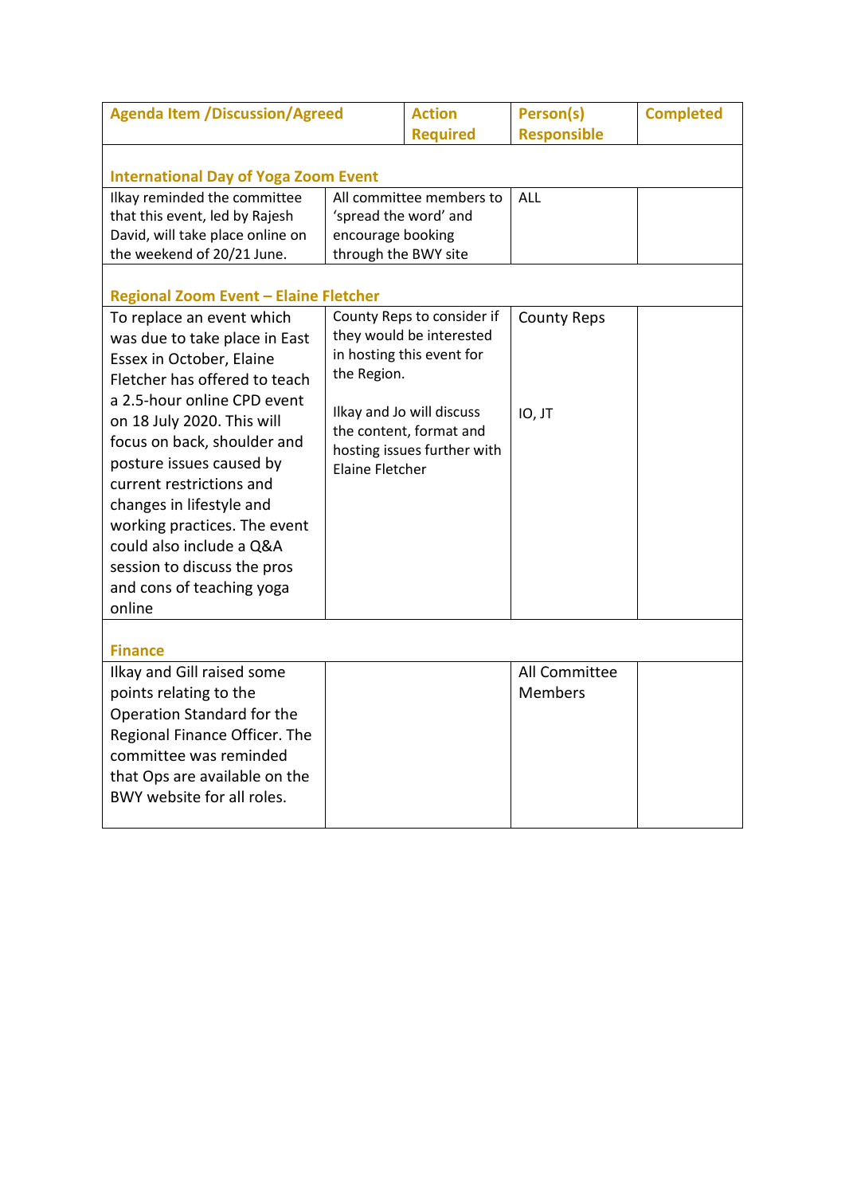| Agenda Item /Discussion/Agreed | Action Required | Person(s) Responsible | Completed |
| --- | --- | --- | --- |
| **International Day of Yoga Zoom Event** | | | |
| Ilkay reminded the committee that this event, led by Rajesh David, will take place online on the weekend of 20/21 June. | All committee members to 'spread the word' and encourage booking through the BWY site | ALL | |
| **Regional Zoom Event – Elaine Fletcher** | | | |
| To replace an event which was due to take place in East Essex in October, Elaine Fletcher has offered to teach a 2.5-hour online CPD event on 18 July 2020. This will focus on back, shoulder and posture issues caused by current restrictions and changes in lifestyle and working practices. The event could also include a Q&A session to discuss the pros and cons of teaching yoga online | County Reps to consider if they would be interested in hosting this event for the Region.<br><br>Ilkay and Jo will discuss the content, format and hosting issues further with Elaine Fletcher | County Reps<br><br>IO, JT | |
| **Finance** | | | |
| Ilkay and Gill raised some points relating to the Operation Standard for the Regional Finance Officer. The committee was reminded that Ops are available on the BWY website for all roles. | | All Committee Members | |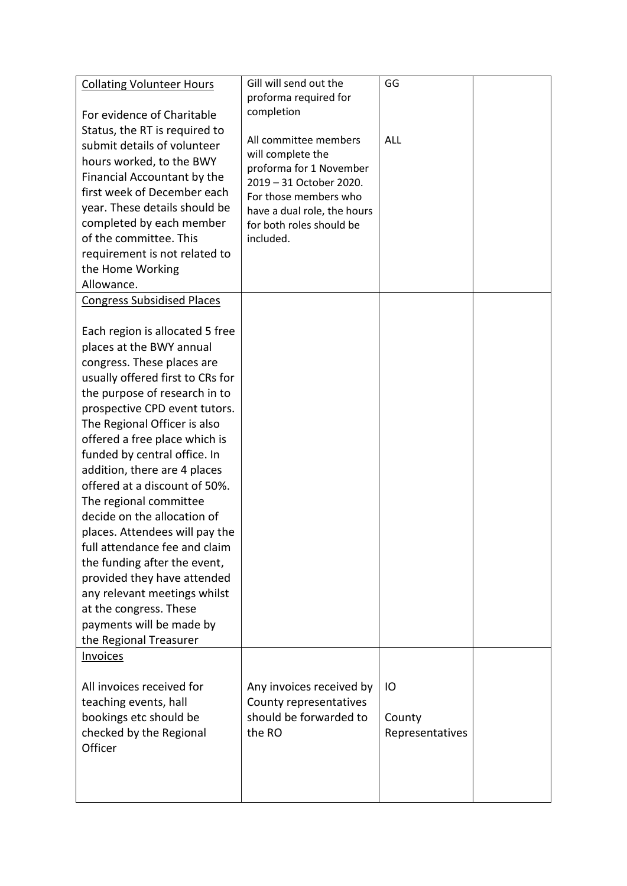| | | | |
|---|---|---|---|
| <u>Collating Volunteer Hours</u><br><br>For evidence of Charitable Status, the RT is required to submit details of volunteer hours worked, to the BWY Financial Accountant by the first week of December each year. These details should be completed by each member of the committee. This requirement is not related to the Home Working Allowance. | Gill will send out the proforma required for completion<br><br>All committee members will complete the proforma for 1 November 2019 – 31 October 2020. For those members who have a dual role, the hours for both roles should be included. | GG<br><br>ALL | |
| <u>Congress Subsidised Places</u><br><br>Each region is allocated 5 free places at the BWY annual congress. These places are usually offered first to CRs for the purpose of research in to prospective CPD event tutors. The Regional Officer is also offered a free place which is funded by central office. In addition, there are 4 places offered at a discount of 50%. The regional committee decide on the allocation of places. Attendees will pay the full attendance fee and claim the funding after the event, provided they have attended any relevant meetings whilst at the congress. These payments will be made by the Regional Treasurer | | | |
| <u>Invoices</u><br><br>All invoices received for teaching events, hall bookings etc should be checked by the Regional Officer | Any invoices received by County representatives should be forwarded to the RO | IO<br><br>County Representatives | |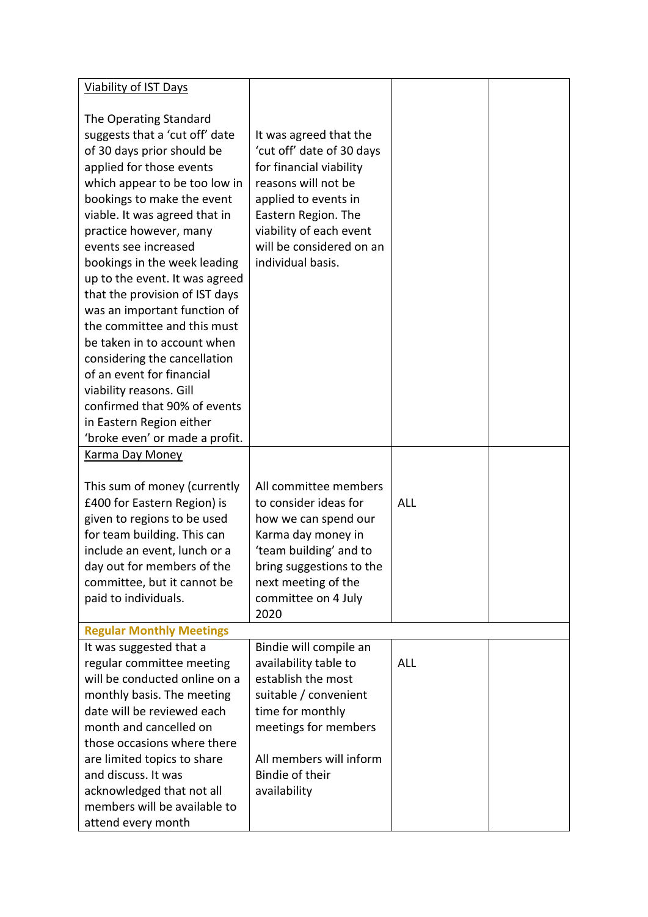| | | | |
|---|---|---|---|
| <u>Viability of IST Days</u><br><br>The Operating Standard suggests that a 'cut off' date of 30 days prior should be applied for those events which appear to be too low in bookings to make the event viable. It was agreed that in practice however, many events see increased bookings in the week leading up to the event. It was agreed that the provision of IST days was an important function of the committee and this must be taken in to account when considering the cancellation of an event for financial viability reasons. Gill confirmed that 90% of events in Eastern Region either 'broke even' or made a profit. | It was agreed that the 'cut off' date of 30 days for financial viability reasons will not be applied to events in Eastern Region. The viability of each event will be considered on an individual basis. | | |
| <u>Karma Day Money</u><br><br>This sum of money (currently £400 for Eastern Region) is given to regions to be used for team building. This can include an event, lunch or a day out for members of the committee, but it cannot be paid to individuals. | All committee members to consider ideas for how we can spend our Karma day money in 'team building' and to bring suggestions to the next meeting of the committee on 4 July 2020 | ALL | |
| **Regular Monthly Meetings** | | | |
| It was suggested that a regular committee meeting will be conducted online on a monthly basis. The meeting date will be reviewed each month and cancelled on those occasions where there are limited topics to share and discuss. It was acknowledged that not all members will be available to attend every month | Bindie will compile an availability table to establish the most suitable / convenient time for monthly meetings for members<br><br>All members will inform Bindie of their availability | ALL | |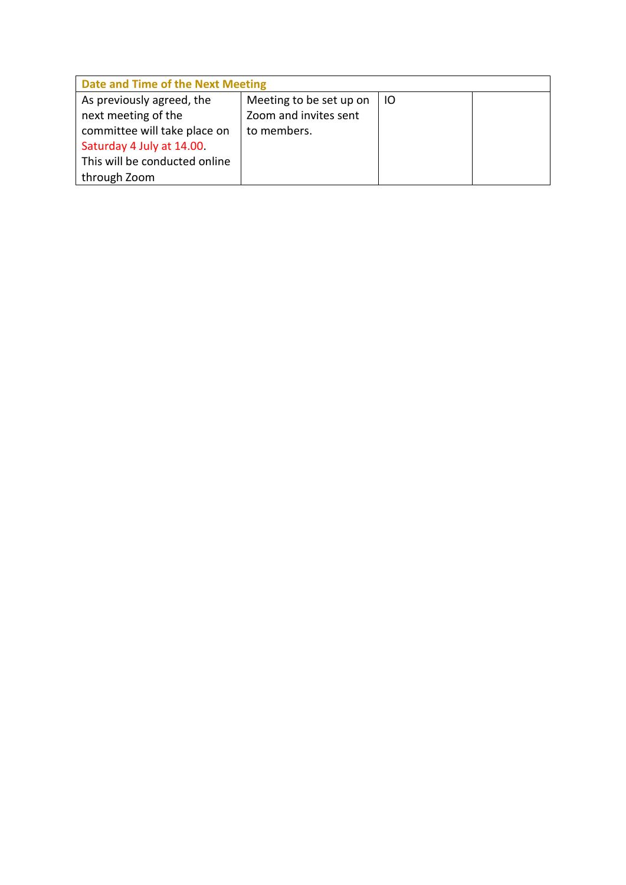| Date and Time of the Next Meeting | | | |
| --- | --- | --- | --- |
| As previously agreed, the next meeting of the committee will take place on Saturday 4 July at 14.00. This will be conducted online through Zoom | Meeting to be set up on Zoom and invites sent to members. | IO | |